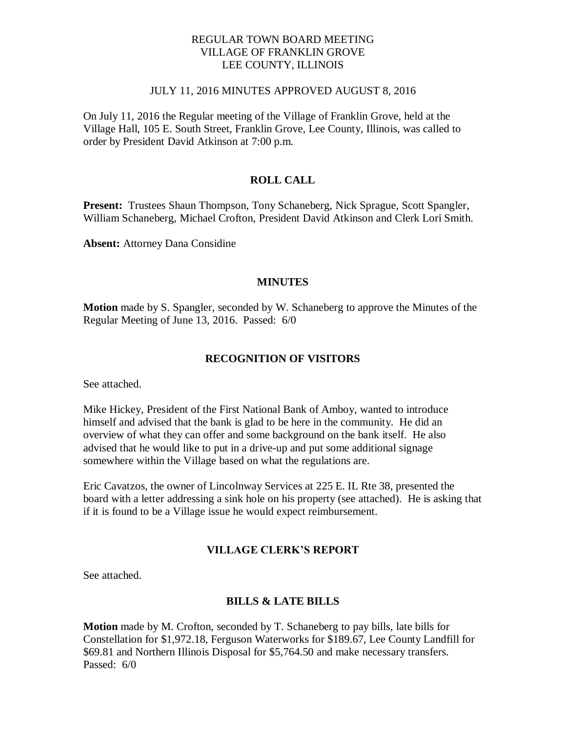# REGULAR TOWN BOARD MEETING
# VILLAGE OF FRANKLIN GROVE
# LEE COUNTY, ILLINOIS

JULY 11, 2016 MINUTES APPROVED AUGUST 8, 2016

On July 11, 2016 the Regular meeting of the Village of Franklin Grove, held at the Village Hall, 105 E. South Street, Franklin Grove, Lee County, Illinois, was called to order by President David Atkinson at 7:00 p.m.

## ROLL CALL

**Present:** Trustees Shaun Thompson, Tony Schaneberg, Nick Sprague, Scott Spangler, William Schaneberg, Michael Crofton, President David Atkinson and Clerk Lori Smith.

**Absent:** Attorney Dana Considine

## MINUTES

**Motion** made by S. Spangler, seconded by W. Schaneberg to approve the Minutes of the Regular Meeting of June 13, 2016. Passed: 6/0

## RECOGNITION OF VISITORS

See attached.

Mike Hickey, President of the First National Bank of Amboy, wanted to introduce himself and advised that the bank is glad to be here in the community. He did an overview of what they can offer and some background on the bank itself. He also advised that he would like to put in a drive-up and put some additional signage somewhere within the Village based on what the regulations are.

Eric Cavatzos, the owner of Lincolnway Services at 225 E. IL Rte 38, presented the board with a letter addressing a sink hole on his property (see attached). He is asking that if it is found to be a Village issue he would expect reimbursement.

## VILLAGE CLERK'S REPORT

See attached.

## BILLS & LATE BILLS

**Motion** made by M. Crofton, seconded by T. Schaneberg to pay bills, late bills for Constellation for $1,972.18, Ferguson Waterworks for $189.67, Lee County Landfill for $69.81 and Northern Illinois Disposal for $5,764.50 and make necessary transfers. Passed: 6/0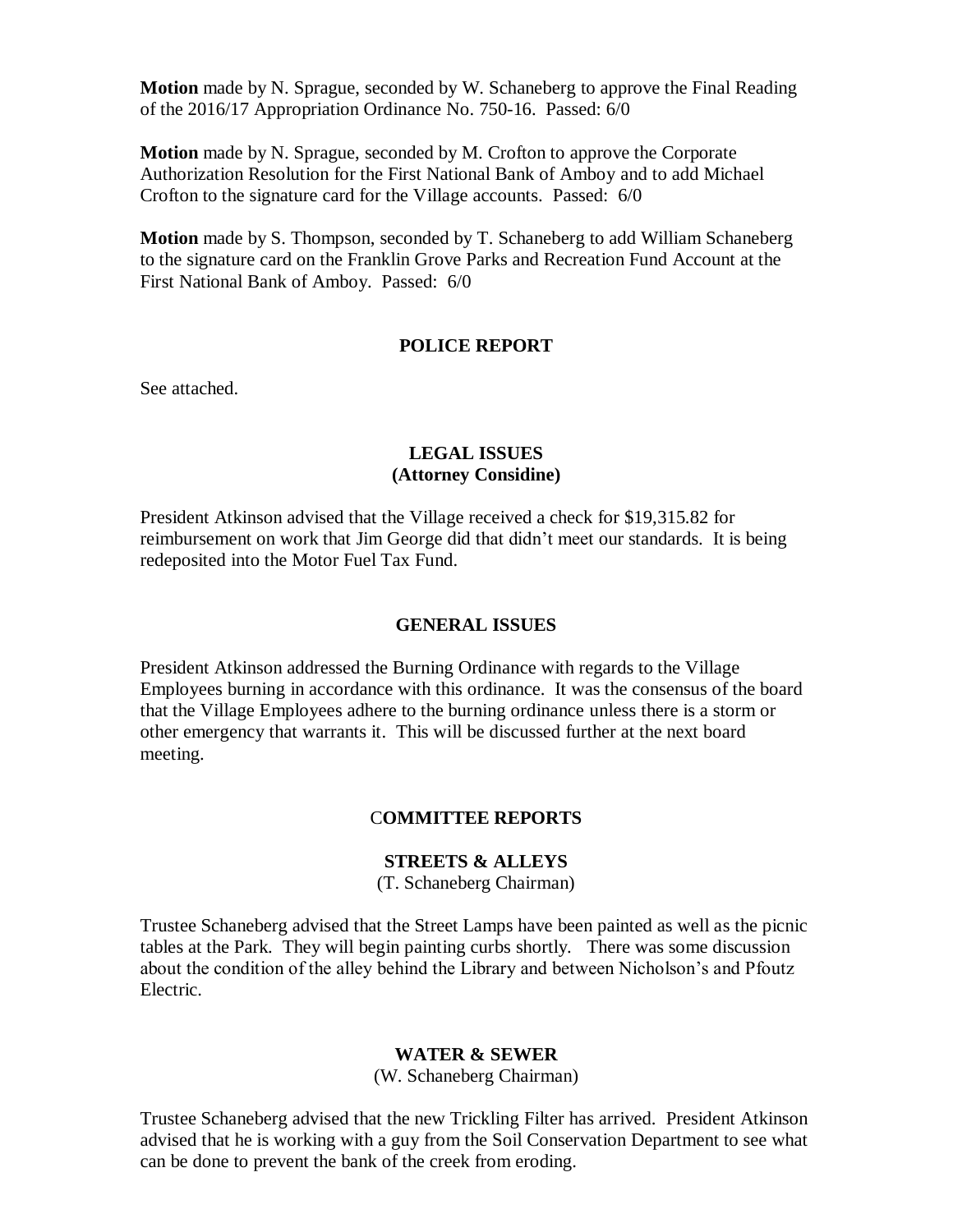**Motion** made by N. Sprague, seconded by W. Schaneberg to approve the Final Reading of the 2016/17 Appropriation Ordinance No. 750-16. Passed: 6/0

**Motion** made by N. Sprague, seconded by M. Crofton to approve the Corporate Authorization Resolution for the First National Bank of Amboy and to add Michael Crofton to the signature card for the Village accounts. Passed: 6/0

**Motion** made by S. Thompson, seconded by T. Schaneberg to add William Schaneberg to the signature card on the Franklin Grove Parks and Recreation Fund Account at the First National Bank of Amboy. Passed: 6/0

## POLICE REPORT

See attached.

## LEGAL ISSUES
**(Attorney Considine)**

President Atkinson advised that the Village received a check for $19,315.82 for reimbursement on work that Jim George did that didn't meet our standards. It is being redeposited into the Motor Fuel Tax Fund.

## GENERAL ISSUES

President Atkinson addressed the Burning Ordinance with regards to the Village Employees burning in accordance with this ordinance. It was the consensus of the board that the Village Employees adhere to the burning ordinance unless there is a storm or other emergency that warrants it. This will be discussed further at the next board meeting.

## COMMITTEE REPORTS

### STREETS & ALLEYS
(T. Schaneberg Chairman)

Trustee Schaneberg advised that the Street Lamps have been painted as well as the picnic tables at the Park. They will begin painting curbs shortly. There was some discussion about the condition of the alley behind the Library and between Nicholson's and Pfoutz Electric.

### WATER & SEWER
(W. Schaneberg Chairman)

Trustee Schaneberg advised that the new Trickling Filter has arrived. President Atkinson advised that he is working with a guy from the Soil Conservation Department to see what can be done to prevent the bank of the creek from eroding.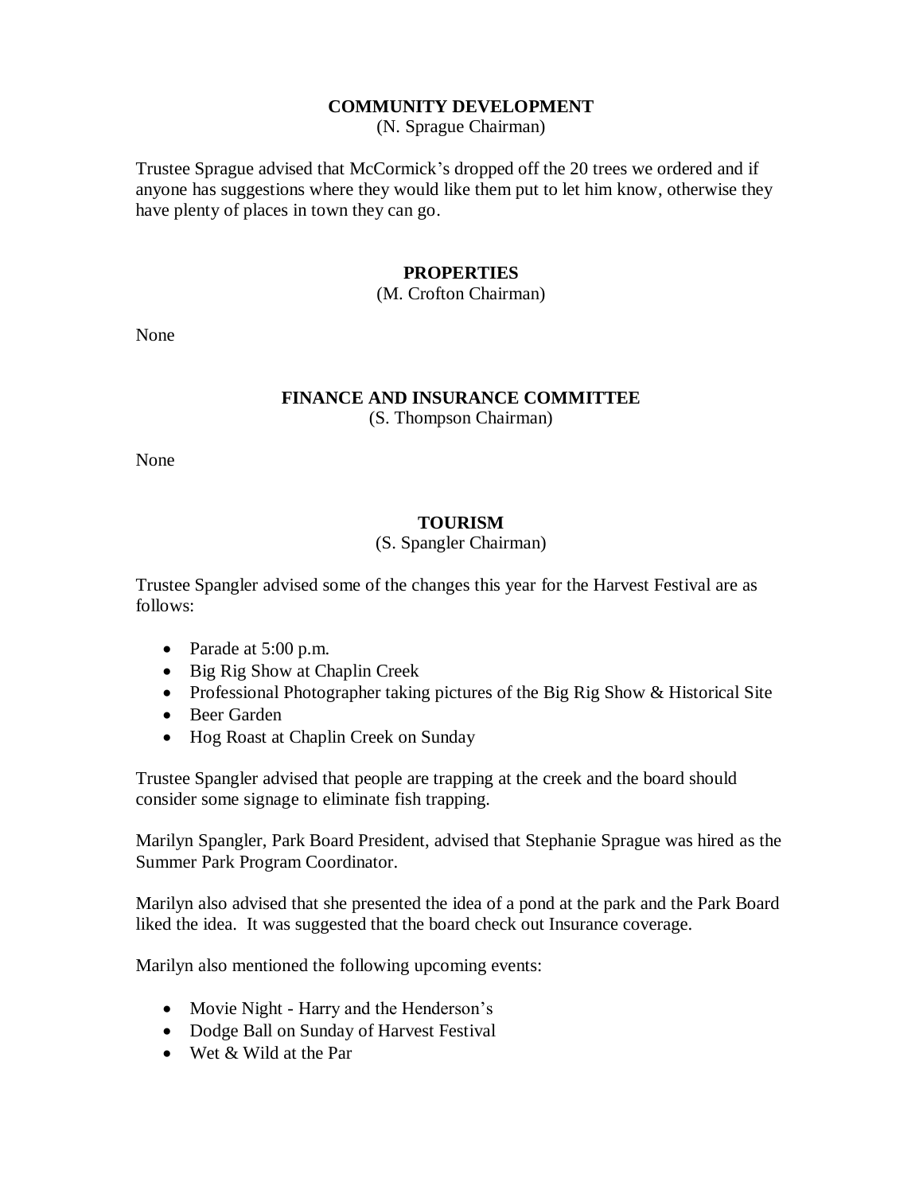**COMMUNITY DEVELOPMENT**
(N. Sprague Chairman)

Trustee Sprague advised that McCormick's dropped off the 20 trees we ordered and if anyone has suggestions where they would like them put to let him know, otherwise they have plenty of places in town they can go.

**PROPERTIES**
(M. Crofton Chairman)

None

**FINANCE AND INSURANCE COMMITTEE**
(S. Thompson Chairman)

None

**TOURISM**
(S. Spangler Chairman)

Trustee Spangler advised some of the changes this year for the Harvest Festival are as follows:

- Parade at 5:00 p.m.
- Big Rig Show at Chaplin Creek
- Professional Photographer taking pictures of the Big Rig Show & Historical Site
- Beer Garden
- Hog Roast at Chaplin Creek on Sunday

Trustee Spangler advised that people are trapping at the creek and the board should consider some signage to eliminate fish trapping.

Marilyn Spangler, Park Board President, advised that Stephanie Sprague was hired as the Summer Park Program Coordinator.

Marilyn also advised that she presented the idea of a pond at the park and the Park Board liked the idea. It was suggested that the board check out Insurance coverage.

Marilyn also mentioned the following upcoming events:

- Movie Night - Harry and the Henderson's
- Dodge Ball on Sunday of Harvest Festival
- Wet & Wild at the Par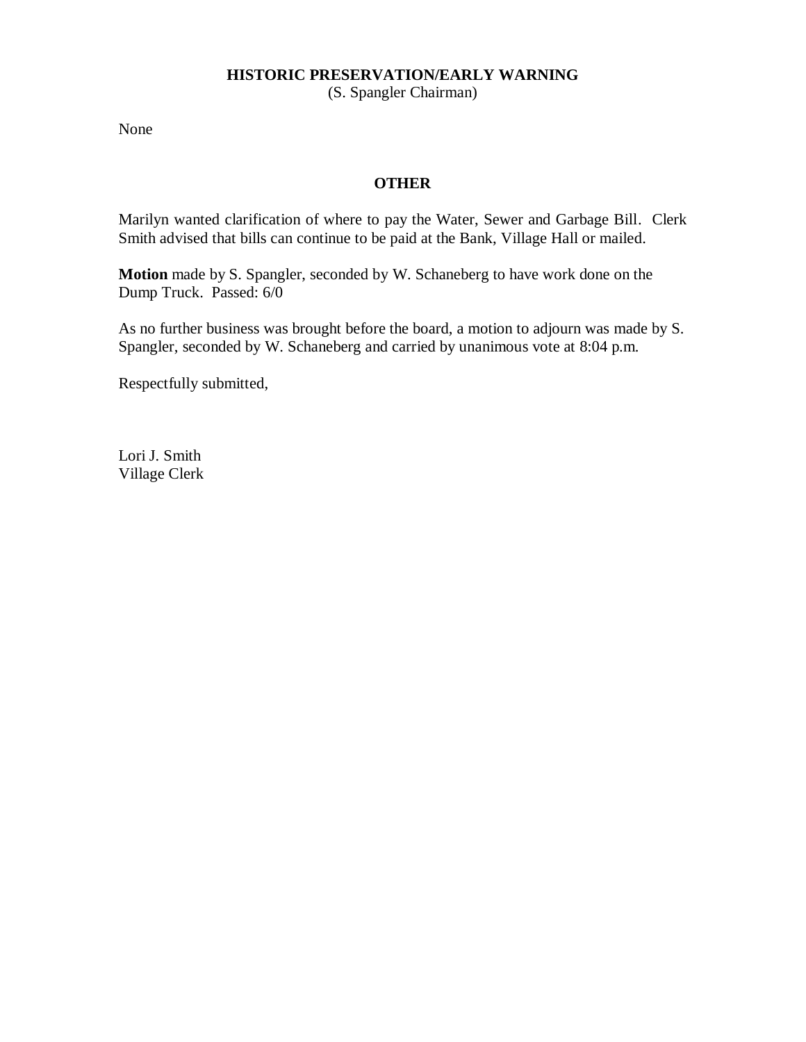## HISTORIC PRESERVATION/EARLY WARNING

(S. Spangler Chairman)

None

## OTHER

Marilyn wanted clarification of where to pay the Water, Sewer and Garbage Bill. Clerk Smith advised that bills can continue to be paid at the Bank, Village Hall or mailed.

**Motion** made by S. Spangler, seconded by W. Schaneberg to have work done on the Dump Truck. Passed: 6/0

As no further business was brought before the board, a motion to adjourn was made by S. Spangler, seconded by W. Schaneberg and carried by unanimous vote at 8:04 p.m.

Respectfully submitted,

Lori J. Smith
Village Clerk